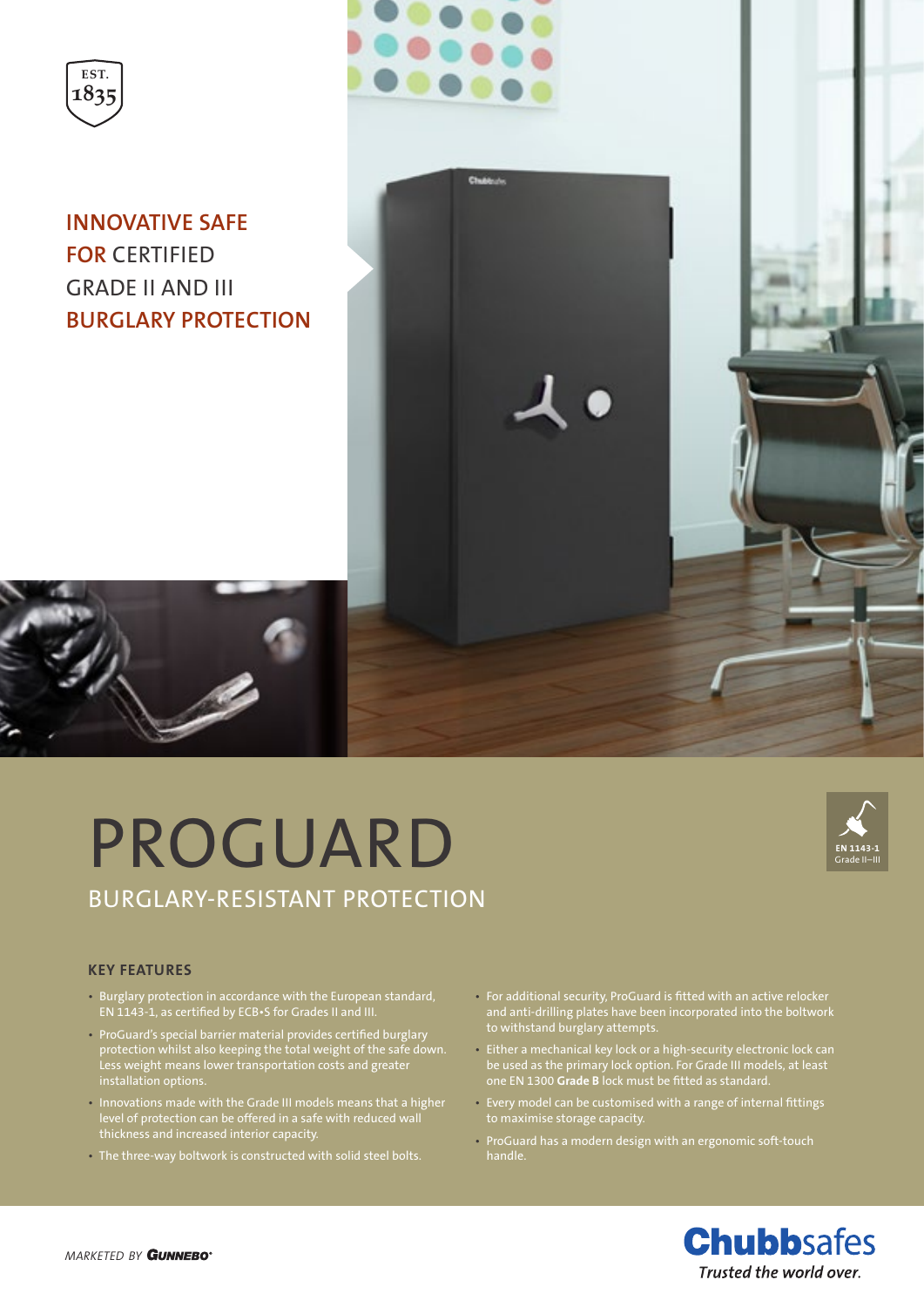EST. 1835

INNOVATIVE SAFE FOR CERTIFIED GRADE II AND III BURGLARY PROTECTION

# PROGUARD

## BURGLARY-RESISTANT PROTECTION

EN 1143-1
Grade II–III

### KEY FEATURES

- Burglary protection in accordance with the European standard, EN 1143-1, as certified by ECB•S for Grades II and III.
- ProGuard's special barrier material provides certified burglary protection whilst also keeping the total weight of the safe down. Less weight means lower transportation costs and greater installation options.
- Innovations made with the Grade III models means that a higher level of protection can be offered in a safe with reduced wall thickness and increased interior capacity.
- The three-way boltwork is constructed with solid steel bolts.
- For additional security, ProGuard is fitted with an active relocker and anti-drilling plates have been incorporated into the boltwork to withstand burglary attempts.
- Either a mechanical key lock or a high-security electronic lock can be used as the primary lock option. For Grade III models, at least one EN 1300 **Grade B** lock must be fitted as standard.
- Every model can be customised with a range of internal fittings to maximise storage capacity.
- ProGuard has a modern design with an ergonomic soft-touch handle.

*MARKETED BY* **GUNNEBO**

**Chubb**safes
*Trusted the world over.*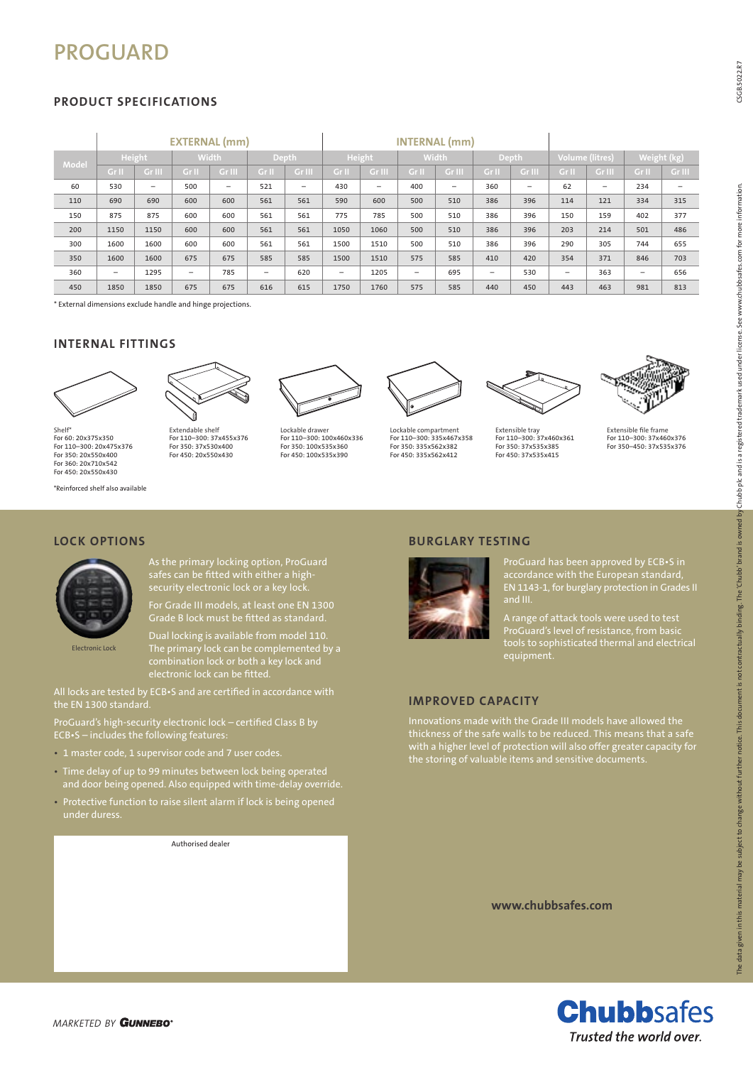# PROGUARD

## PRODUCT SPECIFICATIONS

| Model | EXTERNAL (mm) | | | | | | INTERNAL (mm) | | | | | | | | | |
|---|---|---|---|---|---|---|---|---|---|---|---|---|---|---|---|---|
| | Height | | Width | | Depth | | Height | | Width | | Depth | | Volume (litres) | | Weight (kg) | |
| | Gr II | Gr III | Gr II | Gr III | Gr II | Gr III | Gr II | Gr III | Gr II | Gr III | Gr II | Gr III | Gr II | Gr III | Gr II | Gr III |
| 60 | 530 | – | 500 | – | 521 | – | 430 | – | 400 | – | 360 | – | 62 | – | 234 | – |
| 110 | 690 | 690 | 600 | 600 | 561 | 561 | 590 | 600 | 500 | 510 | 386 | 396 | 114 | 121 | 334 | 315 |
| 150 | 875 | 875 | 600 | 600 | 561 | 561 | 775 | 785 | 500 | 510 | 386 | 396 | 150 | 159 | 402 | 377 |
| 200 | 1150 | 1150 | 600 | 600 | 561 | 561 | 1050 | 1060 | 500 | 510 | 386 | 396 | 203 | 214 | 501 | 486 |
| 300 | 1600 | 1600 | 600 | 600 | 561 | 561 | 1500 | 1510 | 500 | 510 | 386 | 396 | 290 | 305 | 744 | 655 |
| 350 | 1600 | 1600 | 675 | 675 | 585 | 585 | 1500 | 1510 | 575 | 585 | 410 | 420 | 354 | 371 | 846 | 703 |
| 360 | – | 1295 | – | 785 | – | 620 | – | 1205 | – | 695 | – | 530 | – | 363 | – | 656 |
| 450 | 1850 | 1850 | 675 | 675 | 616 | 615 | 1750 | 1760 | 575 | 585 | 440 | 450 | 443 | 463 | 981 | 813 |

* External dimensions exclude handle and hinge projections.

## INTERNAL FITTINGS

Shelf*
For 60: 20x375x350
For 110–300: 20x475x376
For 350: 20x550x400
For 360: 20x710x542
For 450: 20x550x430

Extendable shelf
For 110–300: 37x455x376
For 350: 37x530x400
For 450: 20x550x430

Lockable drawer
For 110–300: 100x460x336
For 350: 100x535x360
For 450: 100x535x390

Lockable compartment
For 110–300: 335x467x358
For 350: 335x562x382
For 450: 335x562x412

Extensible tray
For 110–300: 37x460x361
For 350: 37x535x385
For 450: 37x535x415

Extensible file frame
For 110–300: 37x460x376
For 350–450: 37x535x376

*Reinforced shelf also available

## LOCK OPTIONS

Electronic Lock

As the primary locking option, ProGuard safes can be fitted with either a high-security electronic lock or a key lock.

For Grade III models, at least one EN 1300 Grade B lock must be fitted as standard.

Dual locking is available from model 110. The primary lock can be complemented by a combination lock or both a key lock and electronic lock can be fitted.

All locks are tested by ECB•S and are certified in accordance with the EN 1300 standard.

ProGuard's high-security electronic lock – certified Class B by ECB•S – includes the following features:

- 1 master code, 1 supervisor code and 7 user codes.
- Time delay of up to 99 minutes between lock being operated and door being opened. Also equipped with time-delay override.
- Protective function to raise silent alarm if lock is being opened under duress.

Authorised dealer

## BURGLARY TESTING

ProGuard has been approved by ECB•S in accordance with the European standard, EN 1143-1, for burglary protection in Grades II and III.

A range of attack tools were used to test ProGuard's level of resistance, from basic tools to sophisticated thermal and electrical equipment.

## IMPROVED CAPACITY

Innovations made with the Grade III models have allowed the thickness of the safe walls to be reduced. This means that a safe with a higher level of protection will also offer greater capacity for the storing of valuable items and sensitive documents.

**www.chubbsafes.com**

The data given in this material may be subject to change without further notice. This document is not contractually binding. The 'Chubb' brand is owned by Chubb plc and is a registered trademark used under license. See www.chubbsafes.com for more information.

CSGB.5022.R7

*MARKETED BY* **GUNNEBO**

**Chubbsafes**
*Trusted the world over.*